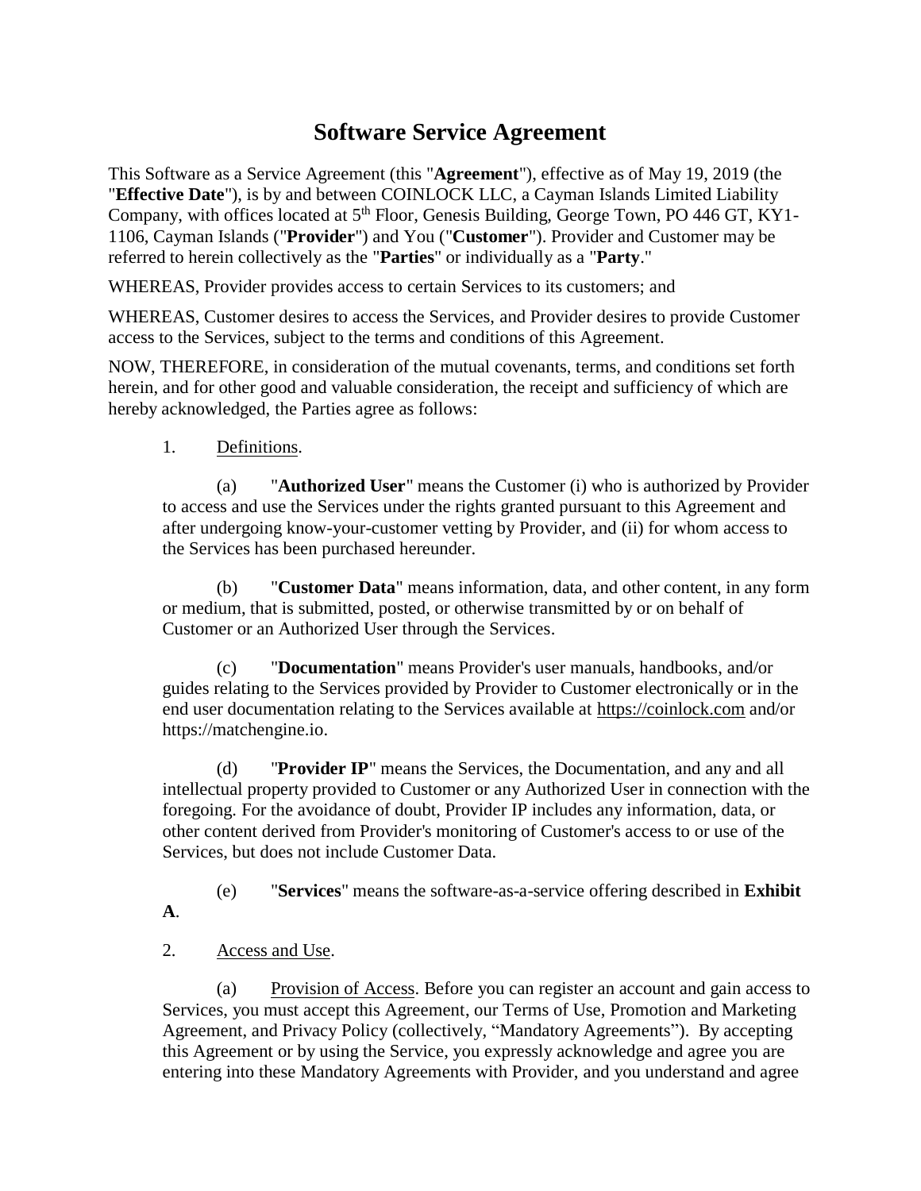# Software Service Agreement

This Software as a Service Agreement (this "**Agreement**"), effective as of May 19, 2019 (the "**Effective Date**"), is by and between COINLOCK LLC, a Cayman Islands Limited Liability Company, with offices located at 5th Floor, Genesis Building, George Town, PO 446 GT, KY1-1106, Cayman Islands ("**Provider**") and You ("**Customer**"). Provider and Customer may be referred to herein collectively as the "**Parties**" or individually as a "**Party**."

WHEREAS, Provider provides access to certain Services to its customers; and

WHEREAS, Customer desires to access the Services, and Provider desires to provide Customer access to the Services, subject to the terms and conditions of this Agreement.

NOW, THEREFORE, in consideration of the mutual covenants, terms, and conditions set forth herein, and for other good and valuable consideration, the receipt and sufficiency of which are hereby acknowledged, the Parties agree as follows:

1. Definitions.

   (a) "**Authorized User**" means the Customer (i) who is authorized by Provider to access and use the Services under the rights granted pursuant to this Agreement and after undergoing know-your-customer vetting by Provider, and (ii) for whom access to the Services has been purchased hereunder.

   (b) "**Customer Data**" means information, data, and other content, in any form or medium, that is submitted, posted, or otherwise transmitted by or on behalf of Customer or an Authorized User through the Services.

   (c) "**Documentation**" means Provider's user manuals, handbooks, and/or guides relating to the Services provided by Provider to Customer electronically or in the end user documentation relating to the Services available at https://coinlock.com and/or https://matchengine.io.

   (d) "**Provider IP**" means the Services, the Documentation, and any and all intellectual property provided to Customer or any Authorized User in connection with the foregoing. For the avoidance of doubt, Provider IP includes any information, data, or other content derived from Provider's monitoring of Customer's access to or use of the Services, but does not include Customer Data.

   (e) "**Services**" means the software-as-a-service offering described in **Exhibit A**.

2. Access and Use.

   (a) Provision of Access. Before you can register an account and gain access to Services, you must accept this Agreement, our Terms of Use, Promotion and Marketing Agreement, and Privacy Policy (collectively, "Mandatory Agreements"). By accepting this Agreement or by using the Service, you expressly acknowledge and agree you are entering into these Mandatory Agreements with Provider, and you understand and agree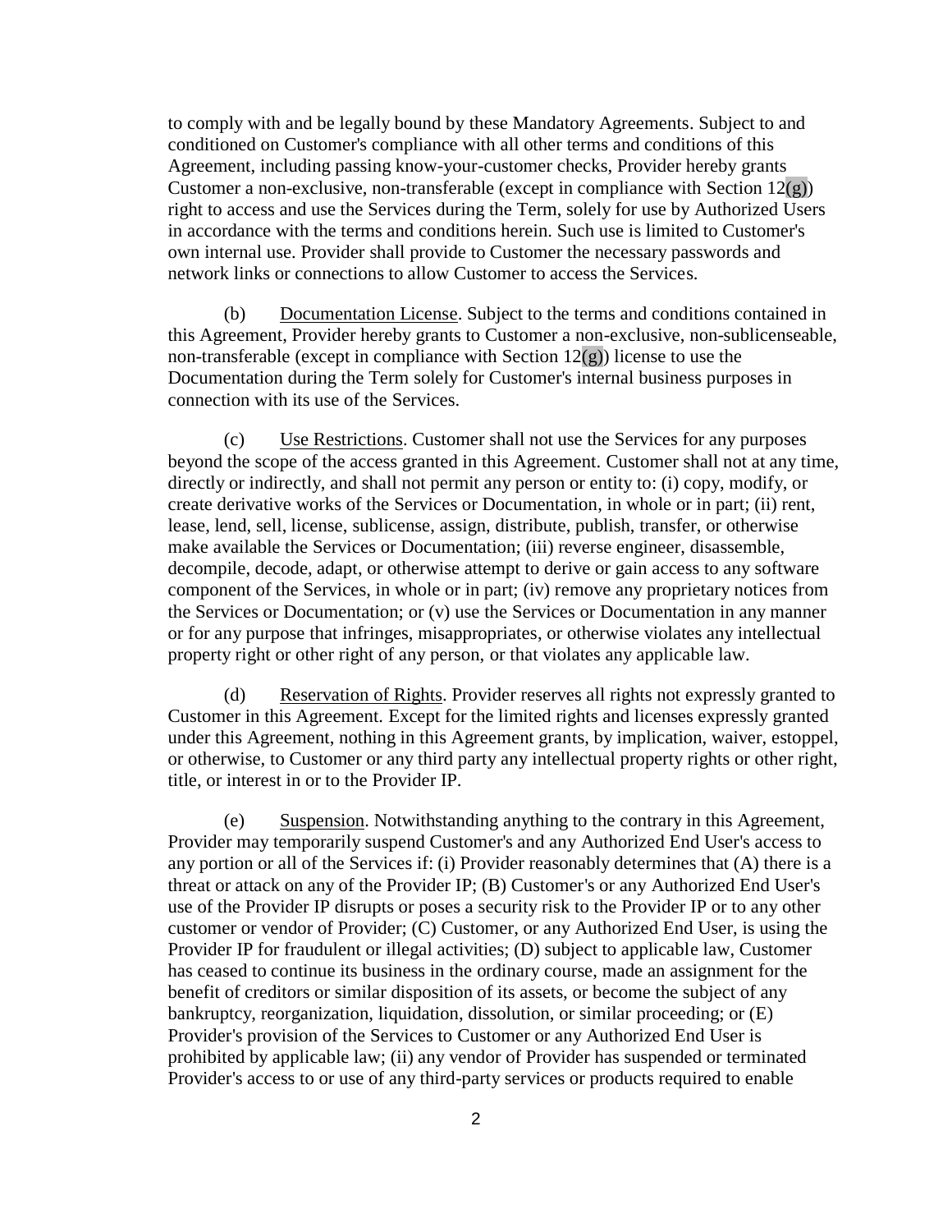to comply with and be legally bound by these Mandatory Agreements. Subject to and conditioned on Customer's compliance with all other terms and conditions of this Agreement, including passing know-your-customer checks, Provider hereby grants Customer a non-exclusive, non-transferable (except in compliance with Section 12(g)) right to access and use the Services during the Term, solely for use by Authorized Users in accordance with the terms and conditions herein. Such use is limited to Customer's own internal use. Provider shall provide to Customer the necessary passwords and network links or connections to allow Customer to access the Services.

(b) Documentation License. Subject to the terms and conditions contained in this Agreement, Provider hereby grants to Customer a non-exclusive, non-sublicenseable, non-transferable (except in compliance with Section 12(g)) license to use the Documentation during the Term solely for Customer's internal business purposes in connection with its use of the Services.

(c) Use Restrictions. Customer shall not use the Services for any purposes beyond the scope of the access granted in this Agreement. Customer shall not at any time, directly or indirectly, and shall not permit any person or entity to: (i) copy, modify, or create derivative works of the Services or Documentation, in whole or in part; (ii) rent, lease, lend, sell, license, sublicense, assign, distribute, publish, transfer, or otherwise make available the Services or Documentation; (iii) reverse engineer, disassemble, decompile, decode, adapt, or otherwise attempt to derive or gain access to any software component of the Services, in whole or in part; (iv) remove any proprietary notices from the Services or Documentation; or (v) use the Services or Documentation in any manner or for any purpose that infringes, misappropriates, or otherwise violates any intellectual property right or other right of any person, or that violates any applicable law.

(d) Reservation of Rights. Provider reserves all rights not expressly granted to Customer in this Agreement. Except for the limited rights and licenses expressly granted under this Agreement, nothing in this Agreement grants, by implication, waiver, estoppel, or otherwise, to Customer or any third party any intellectual property rights or other right, title, or interest in or to the Provider IP.

(e) Suspension. Notwithstanding anything to the contrary in this Agreement, Provider may temporarily suspend Customer's and any Authorized End User's access to any portion or all of the Services if: (i) Provider reasonably determines that (A) there is a threat or attack on any of the Provider IP; (B) Customer's or any Authorized End User's use of the Provider IP disrupts or poses a security risk to the Provider IP or to any other customer or vendor of Provider; (C) Customer, or any Authorized End User, is using the Provider IP for fraudulent or illegal activities; (D) subject to applicable law, Customer has ceased to continue its business in the ordinary course, made an assignment for the benefit of creditors or similar disposition of its assets, or become the subject of any bankruptcy, reorganization, liquidation, dissolution, or similar proceeding; or (E) Provider's provision of the Services to Customer or any Authorized End User is prohibited by applicable law; (ii) any vendor of Provider has suspended or terminated Provider's access to or use of any third-party services or products required to enable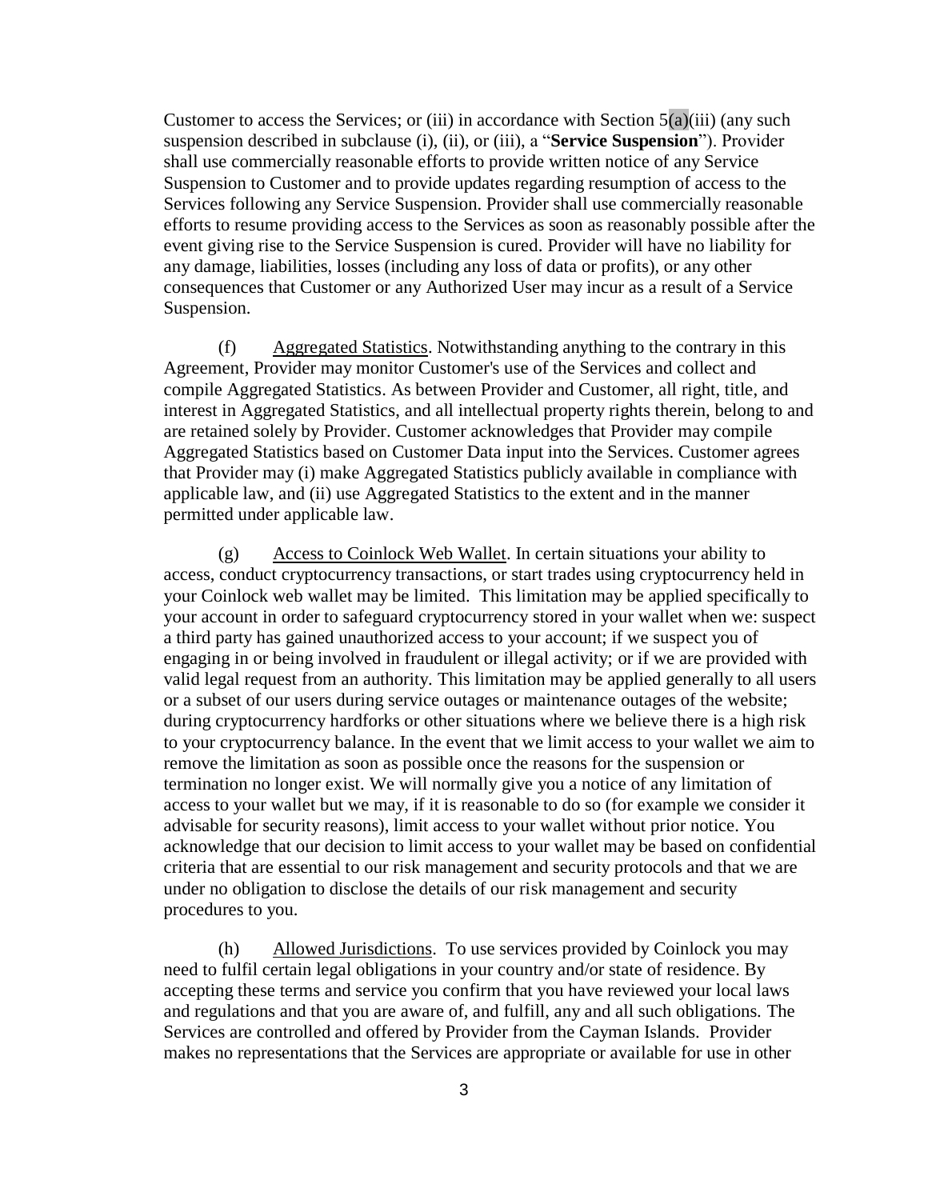Customer to access the Services; or (iii) in accordance with Section 5(a)(iii) (any such suspension described in subclause (i), (ii), or (iii), a "**Service Suspension**"). Provider shall use commercially reasonable efforts to provide written notice of any Service Suspension to Customer and to provide updates regarding resumption of access to the Services following any Service Suspension. Provider shall use commercially reasonable efforts to resume providing access to the Services as soon as reasonably possible after the event giving rise to the Service Suspension is cured. Provider will have no liability for any damage, liabilities, losses (including any loss of data or profits), or any other consequences that Customer or any Authorized User may incur as a result of a Service Suspension.

(f) Aggregated Statistics. Notwithstanding anything to the contrary in this Agreement, Provider may monitor Customer's use of the Services and collect and compile Aggregated Statistics. As between Provider and Customer, all right, title, and interest in Aggregated Statistics, and all intellectual property rights therein, belong to and are retained solely by Provider. Customer acknowledges that Provider may compile Aggregated Statistics based on Customer Data input into the Services. Customer agrees that Provider may (i) make Aggregated Statistics publicly available in compliance with applicable law, and (ii) use Aggregated Statistics to the extent and in the manner permitted under applicable law.

(g) Access to Coinlock Web Wallet. In certain situations your ability to access, conduct cryptocurrency transactions, or start trades using cryptocurrency held in your Coinlock web wallet may be limited. This limitation may be applied specifically to your account in order to safeguard cryptocurrency stored in your wallet when we: suspect a third party has gained unauthorized access to your account; if we suspect you of engaging in or being involved in fraudulent or illegal activity; or if we are provided with valid legal request from an authority. This limitation may be applied generally to all users or a subset of our users during service outages or maintenance outages of the website; during cryptocurrency hardforks or other situations where we believe there is a high risk to your cryptocurrency balance. In the event that we limit access to your wallet we aim to remove the limitation as soon as possible once the reasons for the suspension or termination no longer exist. We will normally give you a notice of any limitation of access to your wallet but we may, if it is reasonable to do so (for example we consider it advisable for security reasons), limit access to your wallet without prior notice. You acknowledge that our decision to limit access to your wallet may be based on confidential criteria that are essential to our risk management and security protocols and that we are under no obligation to disclose the details of our risk management and security procedures to you.

(h) Allowed Jurisdictions. To use services provided by Coinlock you may need to fulfil certain legal obligations in your country and/or state of residence. By accepting these terms and service you confirm that you have reviewed your local laws and regulations and that you are aware of, and fulfill, any and all such obligations. The Services are controlled and offered by Provider from the Cayman Islands. Provider makes no representations that the Services are appropriate or available for use in other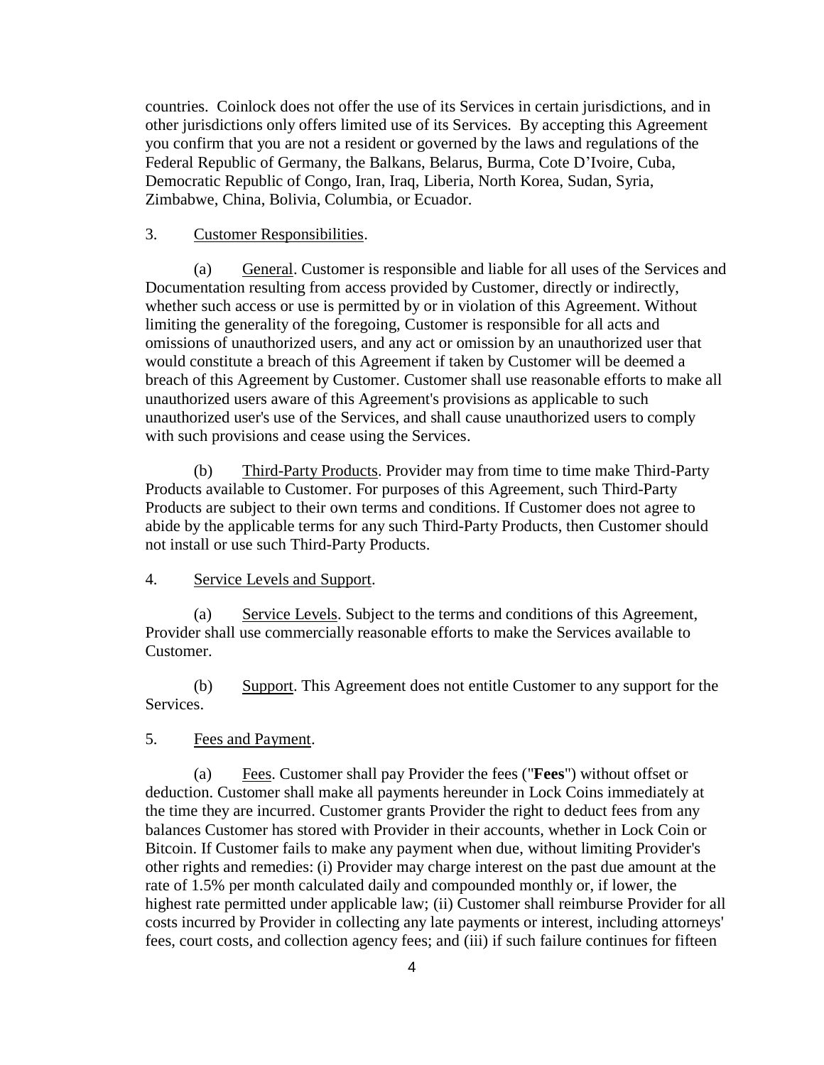countries. Coinlock does not offer the use of its Services in certain jurisdictions, and in other jurisdictions only offers limited use of its Services. By accepting this Agreement you confirm that you are not a resident or governed by the laws and regulations of the Federal Republic of Germany, the Balkans, Belarus, Burma, Cote D'Ivoire, Cuba, Democratic Republic of Congo, Iran, Iraq, Liberia, North Korea, Sudan, Syria, Zimbabwe, China, Bolivia, Columbia, or Ecuador.

3. Customer Responsibilities.

(a) General. Customer is responsible and liable for all uses of the Services and Documentation resulting from access provided by Customer, directly or indirectly, whether such access or use is permitted by or in violation of this Agreement. Without limiting the generality of the foregoing, Customer is responsible for all acts and omissions of unauthorized users, and any act or omission by an unauthorized user that would constitute a breach of this Agreement if taken by Customer will be deemed a breach of this Agreement by Customer. Customer shall use reasonable efforts to make all unauthorized users aware of this Agreement's provisions as applicable to such unauthorized user's use of the Services, and shall cause unauthorized users to comply with such provisions and cease using the Services.

(b) Third-Party Products. Provider may from time to time make Third-Party Products available to Customer. For purposes of this Agreement, such Third-Party Products are subject to their own terms and conditions. If Customer does not agree to abide by the applicable terms for any such Third-Party Products, then Customer should not install or use such Third-Party Products.

4. Service Levels and Support.

(a) Service Levels. Subject to the terms and conditions of this Agreement, Provider shall use commercially reasonable efforts to make the Services available to Customer.

(b) Support. This Agreement does not entitle Customer to any support for the Services.

5. Fees and Payment.

(a) Fees. Customer shall pay Provider the fees ("**Fees**") without offset or deduction. Customer shall make all payments hereunder in Lock Coins immediately at the time they are incurred. Customer grants Provider the right to deduct fees from any balances Customer has stored with Provider in their accounts, whether in Lock Coin or Bitcoin. If Customer fails to make any payment when due, without limiting Provider's other rights and remedies: (i) Provider may charge interest on the past due amount at the rate of 1.5% per month calculated daily and compounded monthly or, if lower, the highest rate permitted under applicable law; (ii) Customer shall reimburse Provider for all costs incurred by Provider in collecting any late payments or interest, including attorneys' fees, court costs, and collection agency fees; and (iii) if such failure continues for fifteen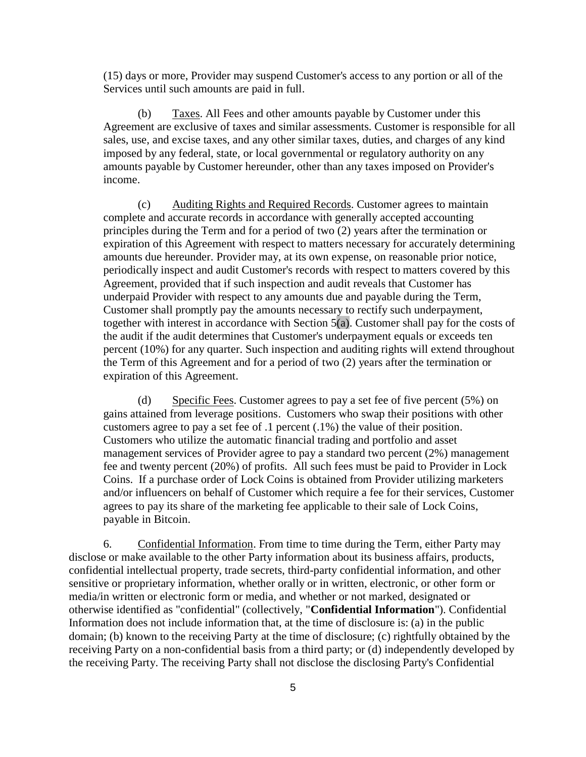(15) days or more, Provider may suspend Customer's access to any portion or all of the Services until such amounts are paid in full.

(b) Taxes. All Fees and other amounts payable by Customer under this Agreement are exclusive of taxes and similar assessments. Customer is responsible for all sales, use, and excise taxes, and any other similar taxes, duties, and charges of any kind imposed by any federal, state, or local governmental or regulatory authority on any amounts payable by Customer hereunder, other than any taxes imposed on Provider's income.

(c) Auditing Rights and Required Records. Customer agrees to maintain complete and accurate records in accordance with generally accepted accounting principles during the Term and for a period of two (2) years after the termination or expiration of this Agreement with respect to matters necessary for accurately determining amounts due hereunder. Provider may, at its own expense, on reasonable prior notice, periodically inspect and audit Customer's records with respect to matters covered by this Agreement, provided that if such inspection and audit reveals that Customer has underpaid Provider with respect to any amounts due and payable during the Term, Customer shall promptly pay the amounts necessary to rectify such underpayment, together with interest in accordance with Section 5(a). Customer shall pay for the costs of the audit if the audit determines that Customer's underpayment equals or exceeds ten percent (10%) for any quarter. Such inspection and auditing rights will extend throughout the Term of this Agreement and for a period of two (2) years after the termination or expiration of this Agreement.

(d) Specific Fees. Customer agrees to pay a set fee of five percent (5%) on gains attained from leverage positions. Customers who swap their positions with other customers agree to pay a set fee of .1 percent (.1%) the value of their position. Customers who utilize the automatic financial trading and portfolio and asset management services of Provider agree to pay a standard two percent (2%) management fee and twenty percent (20%) of profits. All such fees must be paid to Provider in Lock Coins. If a purchase order of Lock Coins is obtained from Provider utilizing marketers and/or influencers on behalf of Customer which require a fee for their services, Customer agrees to pay its share of the marketing fee applicable to their sale of Lock Coins, payable in Bitcoin.

6. Confidential Information. From time to time during the Term, either Party may disclose or make available to the other Party information about its business affairs, products, confidential intellectual property, trade secrets, third-party confidential information, and other sensitive or proprietary information, whether orally or in written, electronic, or other form or media/in written or electronic form or media, and whether or not marked, designated or otherwise identified as "confidential" (collectively, "**Confidential Information**"). Confidential Information does not include information that, at the time of disclosure is: (a) in the public domain; (b) known to the receiving Party at the time of disclosure; (c) rightfully obtained by the receiving Party on a non-confidential basis from a third party; or (d) independently developed by the receiving Party. The receiving Party shall not disclose the disclosing Party's Confidential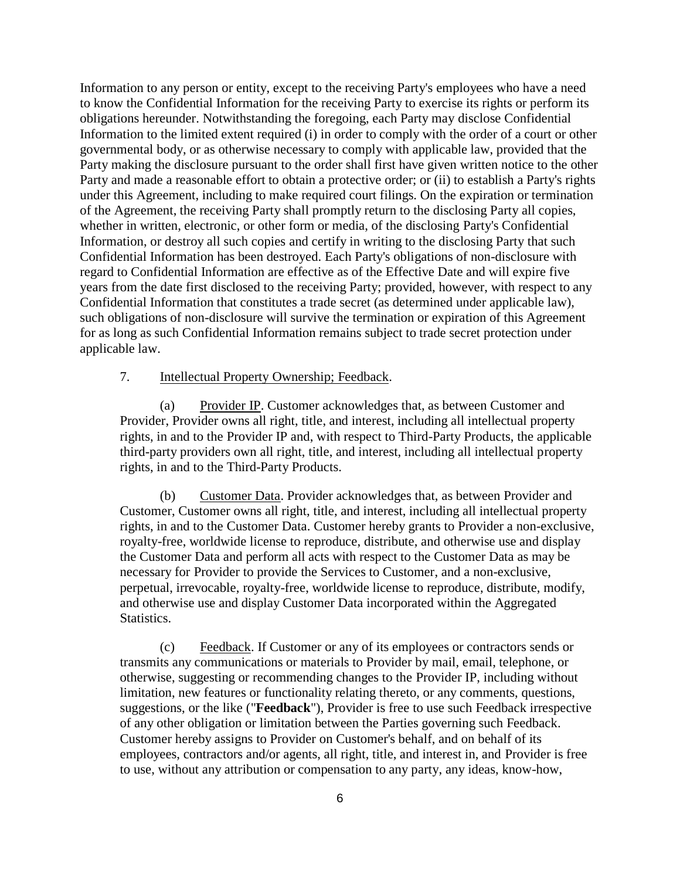Information to any person or entity, except to the receiving Party's employees who have a need to know the Confidential Information for the receiving Party to exercise its rights or perform its obligations hereunder. Notwithstanding the foregoing, each Party may disclose Confidential Information to the limited extent required (i) in order to comply with the order of a court or other governmental body, or as otherwise necessary to comply with applicable law, provided that the Party making the disclosure pursuant to the order shall first have given written notice to the other Party and made a reasonable effort to obtain a protective order; or (ii) to establish a Party's rights under this Agreement, including to make required court filings. On the expiration or termination of the Agreement, the receiving Party shall promptly return to the disclosing Party all copies, whether in written, electronic, or other form or media, of the disclosing Party's Confidential Information, or destroy all such copies and certify in writing to the disclosing Party that such Confidential Information has been destroyed. Each Party's obligations of non-disclosure with regard to Confidential Information are effective as of the Effective Date and will expire five years from the date first disclosed to the receiving Party; provided, however, with respect to any Confidential Information that constitutes a trade secret (as determined under applicable law), such obligations of non-disclosure will survive the termination or expiration of this Agreement for as long as such Confidential Information remains subject to trade secret protection under applicable law.

7. Intellectual Property Ownership; Feedback.

(a) Provider IP. Customer acknowledges that, as between Customer and Provider, Provider owns all right, title, and interest, including all intellectual property rights, in and to the Provider IP and, with respect to Third-Party Products, the applicable third-party providers own all right, title, and interest, including all intellectual property rights, in and to the Third-Party Products.

(b) Customer Data. Provider acknowledges that, as between Provider and Customer, Customer owns all right, title, and interest, including all intellectual property rights, in and to the Customer Data. Customer hereby grants to Provider a non-exclusive, royalty-free, worldwide license to reproduce, distribute, and otherwise use and display the Customer Data and perform all acts with respect to the Customer Data as may be necessary for Provider to provide the Services to Customer, and a non-exclusive, perpetual, irrevocable, royalty-free, worldwide license to reproduce, distribute, modify, and otherwise use and display Customer Data incorporated within the Aggregated Statistics.

(c) Feedback. If Customer or any of its employees or contractors sends or transmits any communications or materials to Provider by mail, email, telephone, or otherwise, suggesting or recommending changes to the Provider IP, including without limitation, new features or functionality relating thereto, or any comments, questions, suggestions, or the like ("**Feedback**"), Provider is free to use such Feedback irrespective of any other obligation or limitation between the Parties governing such Feedback. Customer hereby assigns to Provider on Customer's behalf, and on behalf of its employees, contractors and/or agents, all right, title, and interest in, and Provider is free to use, without any attribution or compensation to any party, any ideas, know-how,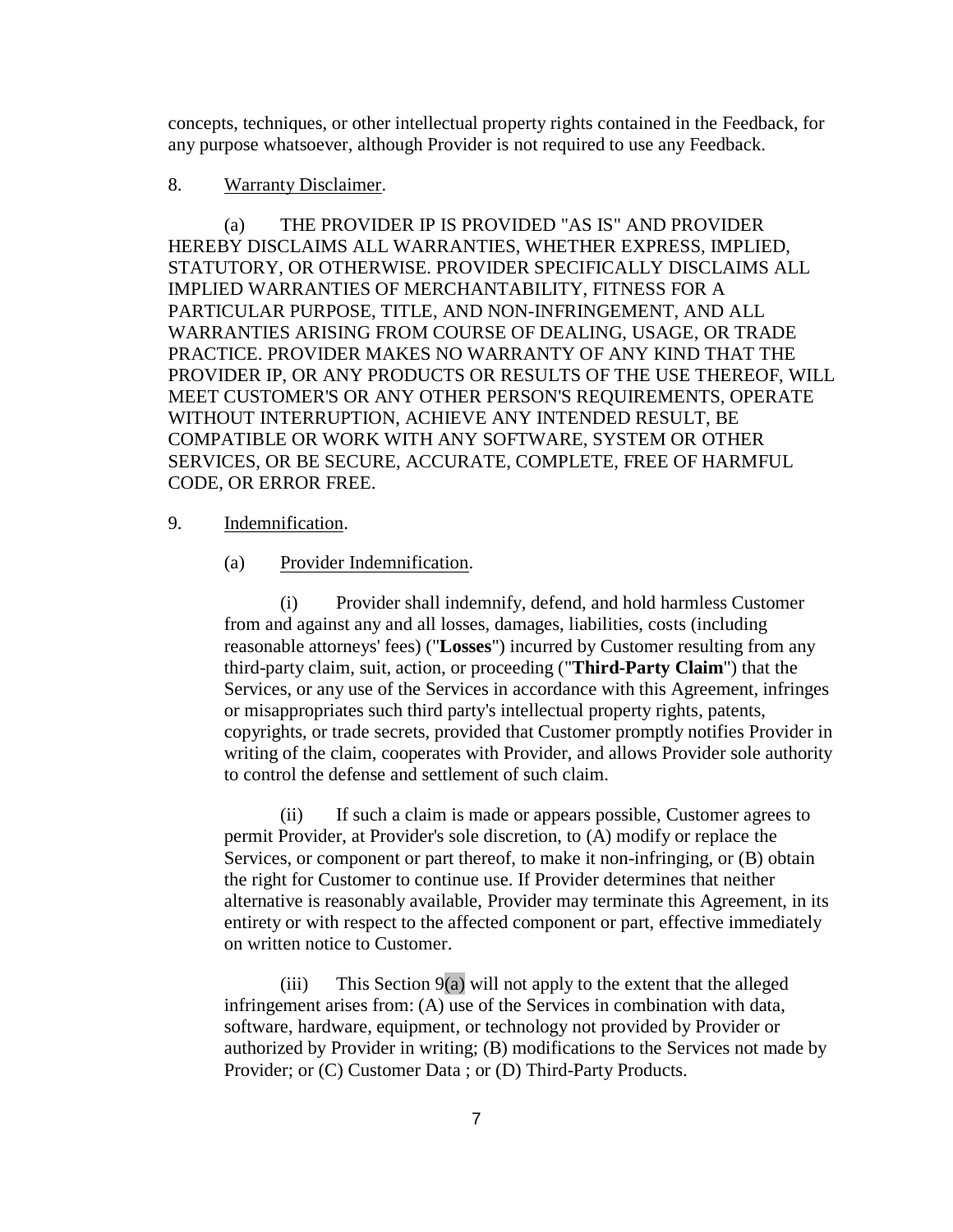concepts, techniques, or other intellectual property rights contained in the Feedback, for any purpose whatsoever, although Provider is not required to use any Feedback.

8. Warranty Disclaimer.

(a) THE PROVIDER IP IS PROVIDED "AS IS" AND PROVIDER HEREBY DISCLAIMS ALL WARRANTIES, WHETHER EXPRESS, IMPLIED, STATUTORY, OR OTHERWISE. PROVIDER SPECIFICALLY DISCLAIMS ALL IMPLIED WARRANTIES OF MERCHANTABILITY, FITNESS FOR A PARTICULAR PURPOSE, TITLE, AND NON-INFRINGEMENT, AND ALL WARRANTIES ARISING FROM COURSE OF DEALING, USAGE, OR TRADE PRACTICE. PROVIDER MAKES NO WARRANTY OF ANY KIND THAT THE PROVIDER IP, OR ANY PRODUCTS OR RESULTS OF THE USE THEREOF, WILL MEET CUSTOMER'S OR ANY OTHER PERSON'S REQUIREMENTS, OPERATE WITHOUT INTERRUPTION, ACHIEVE ANY INTENDED RESULT, BE COMPATIBLE OR WORK WITH ANY SOFTWARE, SYSTEM OR OTHER SERVICES, OR BE SECURE, ACCURATE, COMPLETE, FREE OF HARMFUL CODE, OR ERROR FREE.

9. Indemnification.

(a) Provider Indemnification.

(i) Provider shall indemnify, defend, and hold harmless Customer from and against any and all losses, damages, liabilities, costs (including reasonable attorneys' fees) ("**Losses**") incurred by Customer resulting from any third-party claim, suit, action, or proceeding ("**Third-Party Claim**") that the Services, or any use of the Services in accordance with this Agreement, infringes or misappropriates such third party's intellectual property rights, patents, copyrights, or trade secrets, provided that Customer promptly notifies Provider in writing of the claim, cooperates with Provider, and allows Provider sole authority to control the defense and settlement of such claim.

(ii) If such a claim is made or appears possible, Customer agrees to permit Provider, at Provider's sole discretion, to (A) modify or replace the Services, or component or part thereof, to make it non-infringing, or (B) obtain the right for Customer to continue use. If Provider determines that neither alternative is reasonably available, Provider may terminate this Agreement, in its entirety or with respect to the affected component or part, effective immediately on written notice to Customer.

(iii) This Section 9(a) will not apply to the extent that the alleged infringement arises from: (A) use of the Services in combination with data, software, hardware, equipment, or technology not provided by Provider or authorized by Provider in writing; (B) modifications to the Services not made by Provider; or (C) Customer Data ; or (D) Third-Party Products.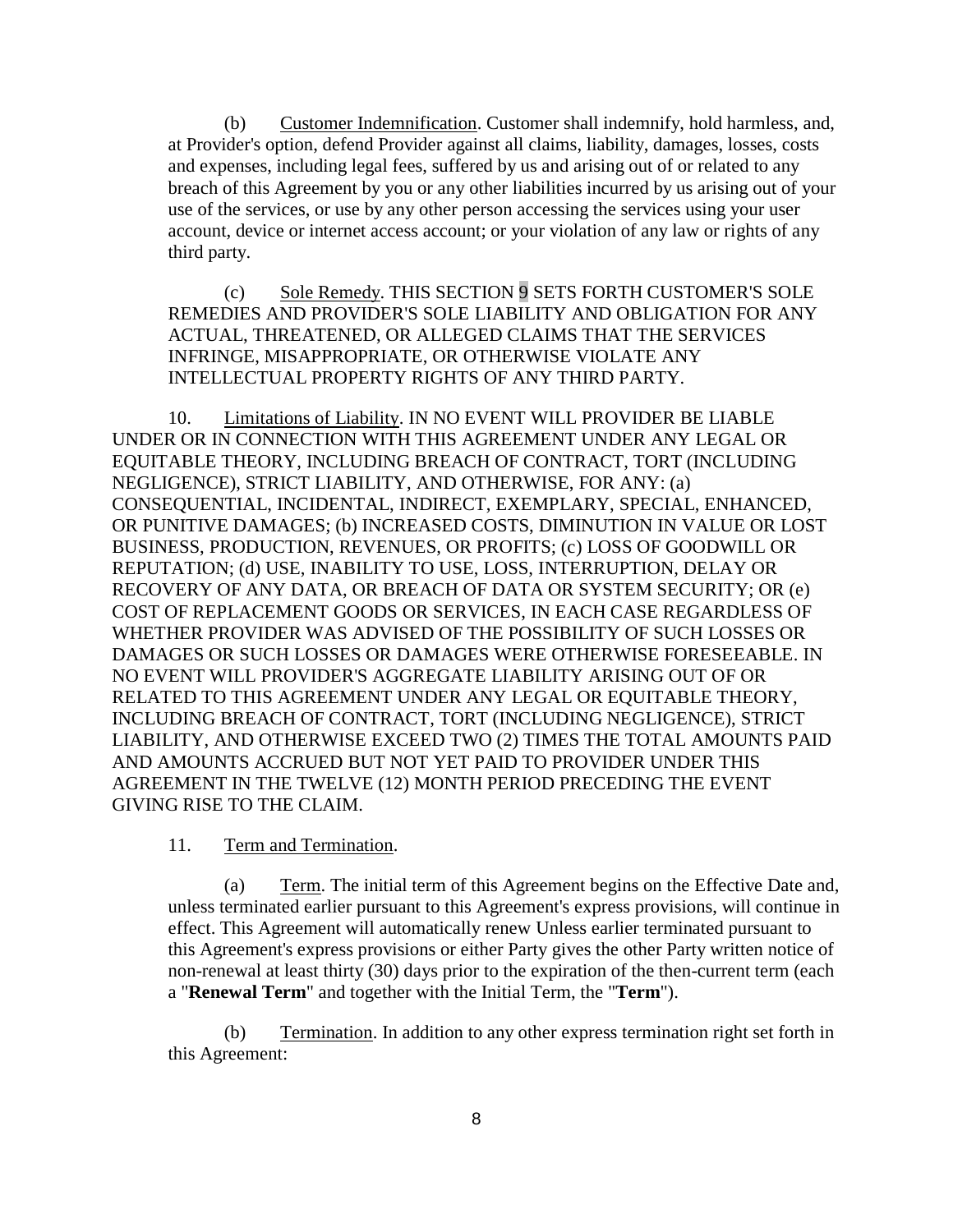(b) Customer Indemnification. Customer shall indemnify, hold harmless, and, at Provider's option, defend Provider against all claims, liability, damages, losses, costs and expenses, including legal fees, suffered by us and arising out of or related to any breach of this Agreement by you or any other liabilities incurred by us arising out of your use of the services, or use by any other person accessing the services using your user account, device or internet access account; or your violation of any law or rights of any third party.

(c) Sole Remedy. THIS SECTION 9 SETS FORTH CUSTOMER'S SOLE REMEDIES AND PROVIDER'S SOLE LIABILITY AND OBLIGATION FOR ANY ACTUAL, THREATENED, OR ALLEGED CLAIMS THAT THE SERVICES INFRINGE, MISAPPROPRIATE, OR OTHERWISE VIOLATE ANY INTELLECTUAL PROPERTY RIGHTS OF ANY THIRD PARTY.

10. Limitations of Liability. IN NO EVENT WILL PROVIDER BE LIABLE UNDER OR IN CONNECTION WITH THIS AGREEMENT UNDER ANY LEGAL OR EQUITABLE THEORY, INCLUDING BREACH OF CONTRACT, TORT (INCLUDING NEGLIGENCE), STRICT LIABILITY, AND OTHERWISE, FOR ANY: (a) CONSEQUENTIAL, INCIDENTAL, INDIRECT, EXEMPLARY, SPECIAL, ENHANCED, OR PUNITIVE DAMAGES; (b) INCREASED COSTS, DIMINUTION IN VALUE OR LOST BUSINESS, PRODUCTION, REVENUES, OR PROFITS; (c) LOSS OF GOODWILL OR REPUTATION; (d) USE, INABILITY TO USE, LOSS, INTERRUPTION, DELAY OR RECOVERY OF ANY DATA, OR BREACH OF DATA OR SYSTEM SECURITY; OR (e) COST OF REPLACEMENT GOODS OR SERVICES, IN EACH CASE REGARDLESS OF WHETHER PROVIDER WAS ADVISED OF THE POSSIBILITY OF SUCH LOSSES OR DAMAGES OR SUCH LOSSES OR DAMAGES WERE OTHERWISE FORESEEABLE. IN NO EVENT WILL PROVIDER'S AGGREGATE LIABILITY ARISING OUT OF OR RELATED TO THIS AGREEMENT UNDER ANY LEGAL OR EQUITABLE THEORY, INCLUDING BREACH OF CONTRACT, TORT (INCLUDING NEGLIGENCE), STRICT LIABILITY, AND OTHERWISE EXCEED TWO (2) TIMES THE TOTAL AMOUNTS PAID AND AMOUNTS ACCRUED BUT NOT YET PAID TO PROVIDER UNDER THIS AGREEMENT IN THE TWELVE (12) MONTH PERIOD PRECEDING THE EVENT GIVING RISE TO THE CLAIM.

11. Term and Termination.

(a) Term. The initial term of this Agreement begins on the Effective Date and, unless terminated earlier pursuant to this Agreement's express provisions, will continue in effect. This Agreement will automatically renew Unless earlier terminated pursuant to this Agreement's express provisions or either Party gives the other Party written notice of non-renewal at least thirty (30) days prior to the expiration of the then-current term (each a "**Renewal Term**" and together with the Initial Term, the "**Term**").

(b) Termination. In addition to any other express termination right set forth in this Agreement: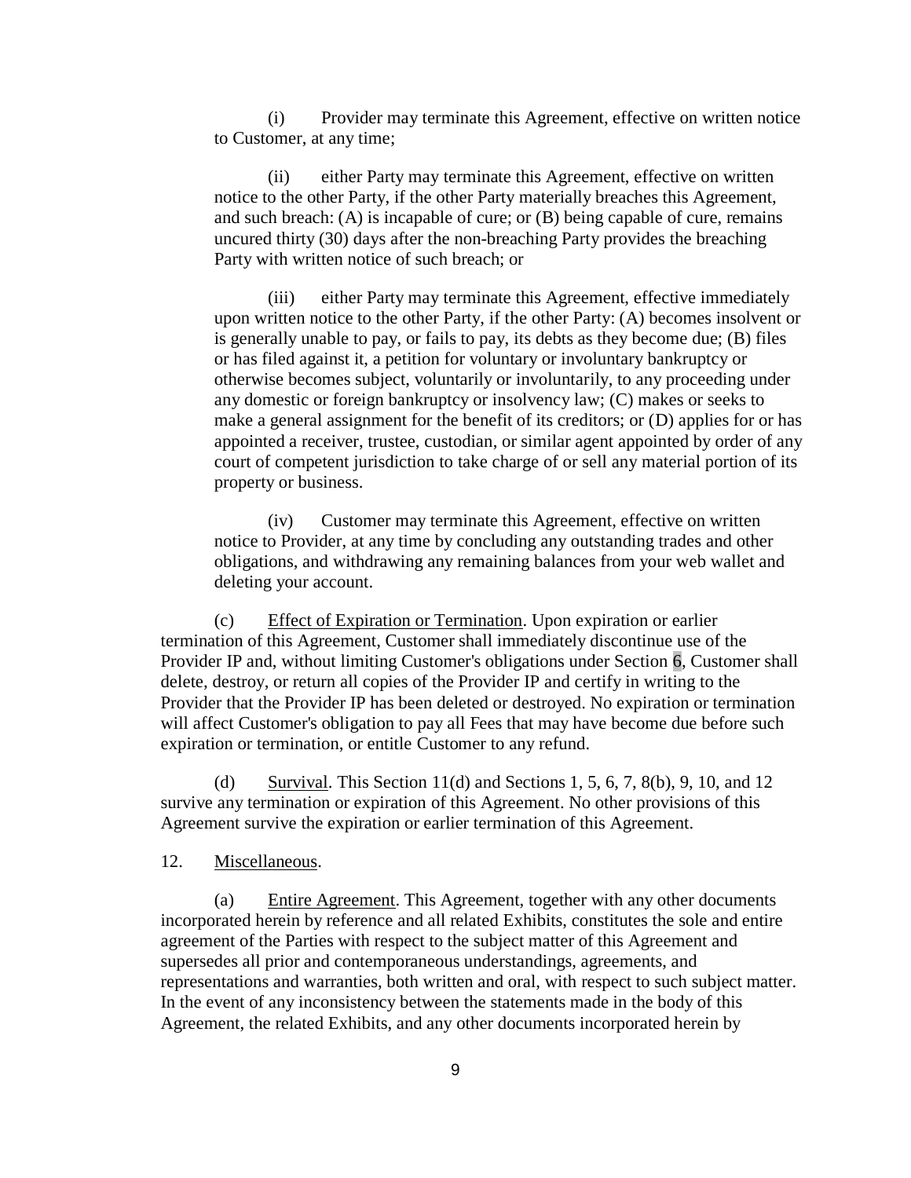(i) Provider may terminate this Agreement, effective on written notice to Customer, at any time;

(ii) either Party may terminate this Agreement, effective on written notice to the other Party, if the other Party materially breaches this Agreement, and such breach: (A) is incapable of cure; or (B) being capable of cure, remains uncured thirty (30) days after the non-breaching Party provides the breaching Party with written notice of such breach; or

(iii) either Party may terminate this Agreement, effective immediately upon written notice to the other Party, if the other Party: (A) becomes insolvent or is generally unable to pay, or fails to pay, its debts as they become due; (B) files or has filed against it, a petition for voluntary or involuntary bankruptcy or otherwise becomes subject, voluntarily or involuntarily, to any proceeding under any domestic or foreign bankruptcy or insolvency law; (C) makes or seeks to make a general assignment for the benefit of its creditors; or (D) applies for or has appointed a receiver, trustee, custodian, or similar agent appointed by order of any court of competent jurisdiction to take charge of or sell any material portion of its property or business.

(iv) Customer may terminate this Agreement, effective on written notice to Provider, at any time by concluding any outstanding trades and other obligations, and withdrawing any remaining balances from your web wallet and deleting your account.

(c) Effect of Expiration or Termination. Upon expiration or earlier termination of this Agreement, Customer shall immediately discontinue use of the Provider IP and, without limiting Customer's obligations under Section 6, Customer shall delete, destroy, or return all copies of the Provider IP and certify in writing to the Provider that the Provider IP has been deleted or destroyed. No expiration or termination will affect Customer's obligation to pay all Fees that may have become due before such expiration or termination, or entitle Customer to any refund.

(d) Survival. This Section 11(d) and Sections 1, 5, 6, 7, 8(b), 9, 10, and 12 survive any termination or expiration of this Agreement. No other provisions of this Agreement survive the expiration or earlier termination of this Agreement.

12. Miscellaneous.

(a) Entire Agreement. This Agreement, together with any other documents incorporated herein by reference and all related Exhibits, constitutes the sole and entire agreement of the Parties with respect to the subject matter of this Agreement and supersedes all prior and contemporaneous understandings, agreements, and representations and warranties, both written and oral, with respect to such subject matter. In the event of any inconsistency between the statements made in the body of this Agreement, the related Exhibits, and any other documents incorporated herein by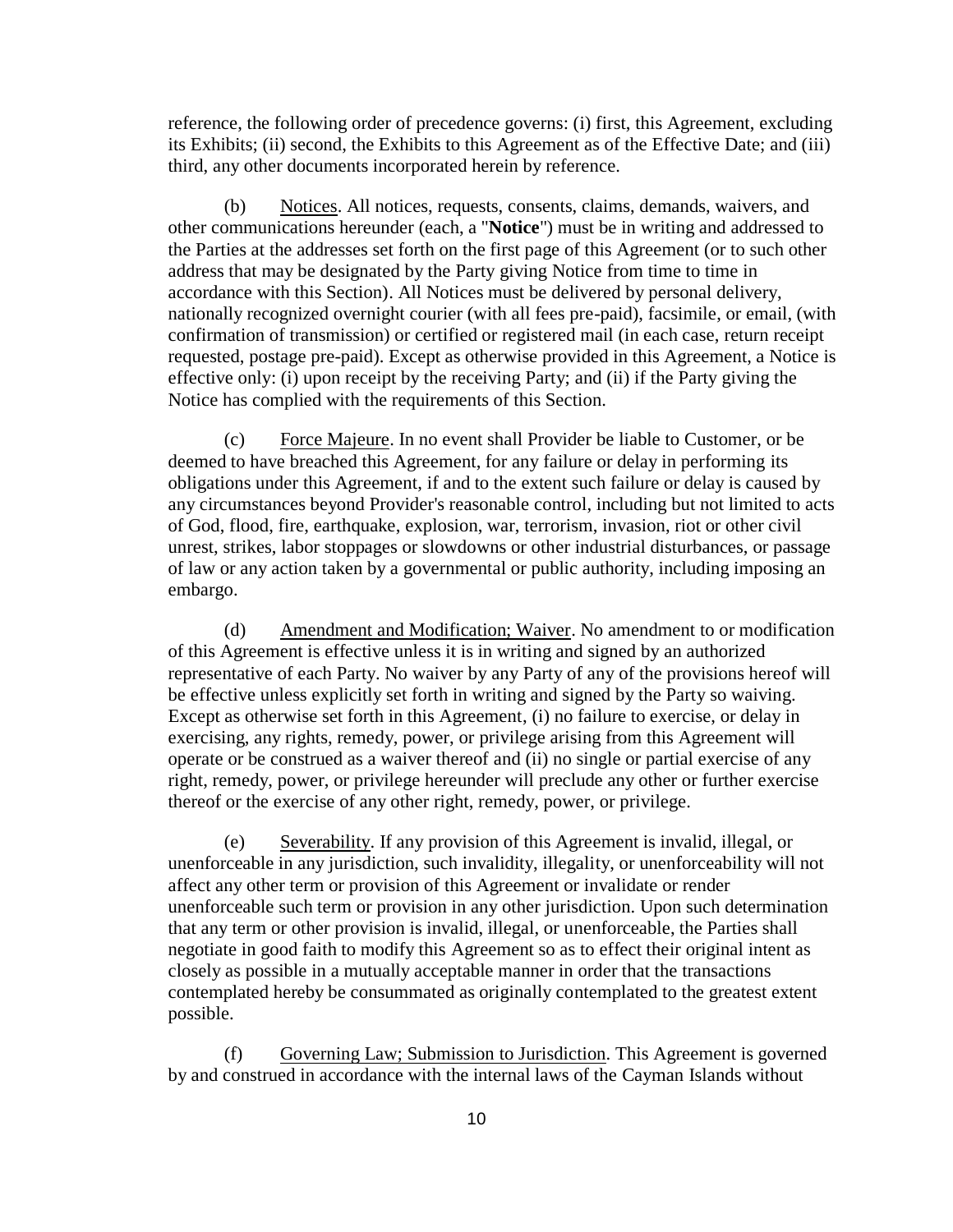reference, the following order of precedence governs: (i) first, this Agreement, excluding its Exhibits; (ii) second, the Exhibits to this Agreement as of the Effective Date; and (iii) third, any other documents incorporated herein by reference.

(b) Notices. All notices, requests, consents, claims, demands, waivers, and other communications hereunder (each, a "**Notice**") must be in writing and addressed to the Parties at the addresses set forth on the first page of this Agreement (or to such other address that may be designated by the Party giving Notice from time to time in accordance with this Section). All Notices must be delivered by personal delivery, nationally recognized overnight courier (with all fees pre-paid), facsimile, or email, (with confirmation of transmission) or certified or registered mail (in each case, return receipt requested, postage pre-paid). Except as otherwise provided in this Agreement, a Notice is effective only: (i) upon receipt by the receiving Party; and (ii) if the Party giving the Notice has complied with the requirements of this Section.

(c) Force Majeure. In no event shall Provider be liable to Customer, or be deemed to have breached this Agreement, for any failure or delay in performing its obligations under this Agreement, if and to the extent such failure or delay is caused by any circumstances beyond Provider's reasonable control, including but not limited to acts of God, flood, fire, earthquake, explosion, war, terrorism, invasion, riot or other civil unrest, strikes, labor stoppages or slowdowns or other industrial disturbances, or passage of law or any action taken by a governmental or public authority, including imposing an embargo.

(d) Amendment and Modification; Waiver. No amendment to or modification of this Agreement is effective unless it is in writing and signed by an authorized representative of each Party. No waiver by any Party of any of the provisions hereof will be effective unless explicitly set forth in writing and signed by the Party so waiving. Except as otherwise set forth in this Agreement, (i) no failure to exercise, or delay in exercising, any rights, remedy, power, or privilege arising from this Agreement will operate or be construed as a waiver thereof and (ii) no single or partial exercise of any right, remedy, power, or privilege hereunder will preclude any other or further exercise thereof or the exercise of any other right, remedy, power, or privilege.

(e) Severability. If any provision of this Agreement is invalid, illegal, or unenforceable in any jurisdiction, such invalidity, illegality, or unenforceability will not affect any other term or provision of this Agreement or invalidate or render unenforceable such term or provision in any other jurisdiction. Upon such determination that any term or other provision is invalid, illegal, or unenforceable, the Parties shall negotiate in good faith to modify this Agreement so as to effect their original intent as closely as possible in a mutually acceptable manner in order that the transactions contemplated hereby be consummated as originally contemplated to the greatest extent possible.

(f) Governing Law; Submission to Jurisdiction. This Agreement is governed by and construed in accordance with the internal laws of the Cayman Islands without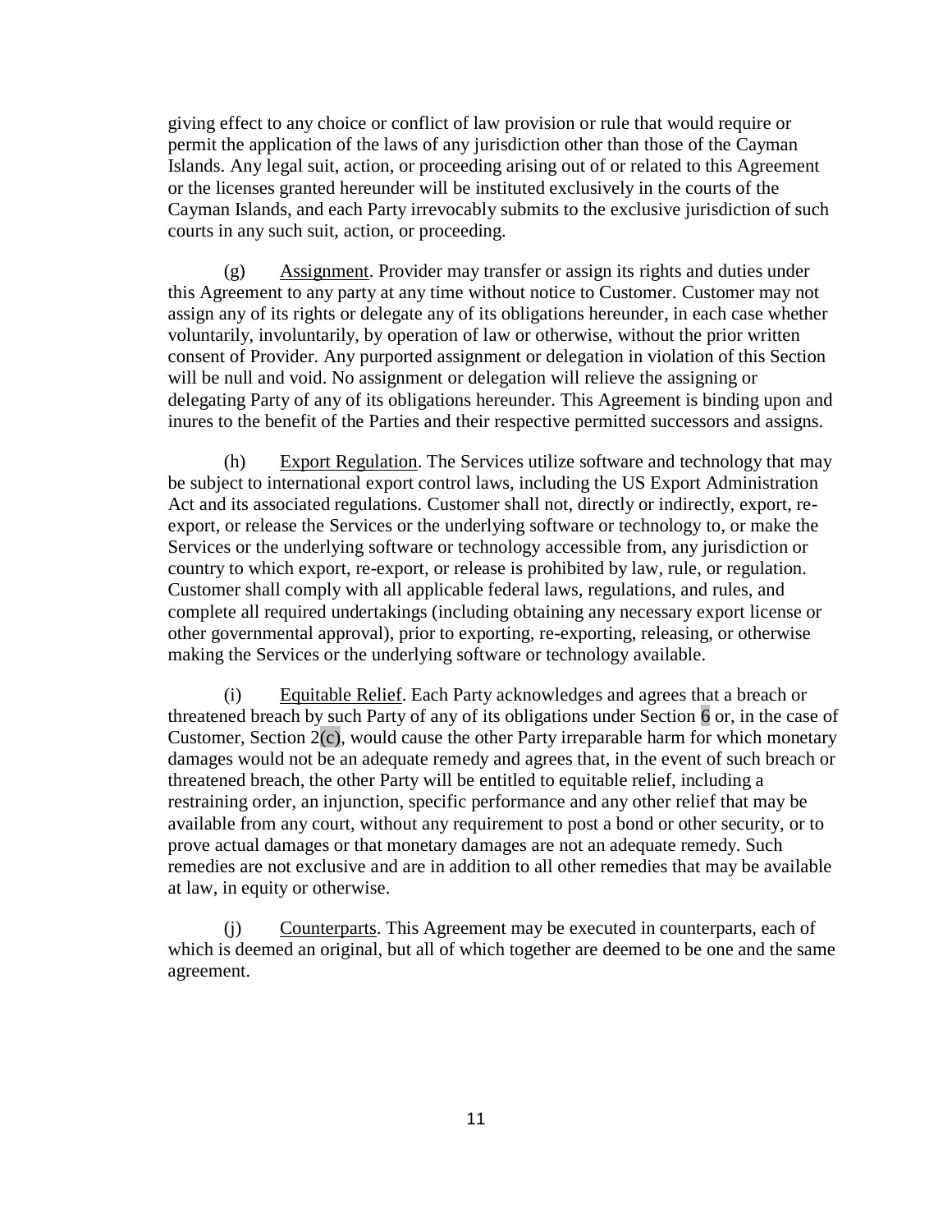giving effect to any choice or conflict of law provision or rule that would require or permit the application of the laws of any jurisdiction other than those of the Cayman Islands. Any legal suit, action, or proceeding arising out of or related to this Agreement or the licenses granted hereunder will be instituted exclusively in the courts of the Cayman Islands, and each Party irrevocably submits to the exclusive jurisdiction of such courts in any such suit, action, or proceeding.

(g) Assignment. Provider may transfer or assign its rights and duties under this Agreement to any party at any time without notice to Customer. Customer may not assign any of its rights or delegate any of its obligations hereunder, in each case whether voluntarily, involuntarily, by operation of law or otherwise, without the prior written consent of Provider. Any purported assignment or delegation in violation of this Section will be null and void. No assignment or delegation will relieve the assigning or delegating Party of any of its obligations hereunder. This Agreement is binding upon and inures to the benefit of the Parties and their respective permitted successors and assigns.

(h) Export Regulation. The Services utilize software and technology that may be subject to international export control laws, including the US Export Administration Act and its associated regulations. Customer shall not, directly or indirectly, export, re-export, or release the Services or the underlying software or technology to, or make the Services or the underlying software or technology accessible from, any jurisdiction or country to which export, re-export, or release is prohibited by law, rule, or regulation. Customer shall comply with all applicable federal laws, regulations, and rules, and complete all required undertakings (including obtaining any necessary export license or other governmental approval), prior to exporting, re-exporting, releasing, or otherwise making the Services or the underlying software or technology available.

(i) Equitable Relief. Each Party acknowledges and agrees that a breach or threatened breach by such Party of any of its obligations under Section 6 or, in the case of Customer, Section 2(c), would cause the other Party irreparable harm for which monetary damages would not be an adequate remedy and agrees that, in the event of such breach or threatened breach, the other Party will be entitled to equitable relief, including a restraining order, an injunction, specific performance and any other relief that may be available from any court, without any requirement to post a bond or other security, or to prove actual damages or that monetary damages are not an adequate remedy. Such remedies are not exclusive and are in addition to all other remedies that may be available at law, in equity or otherwise.

(j) Counterparts. This Agreement may be executed in counterparts, each of which is deemed an original, but all of which together are deemed to be one and the same agreement.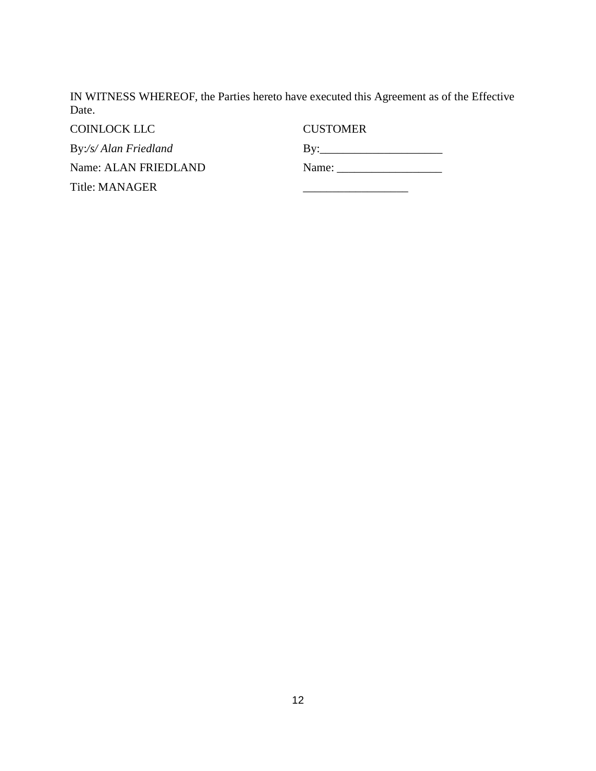IN WITNESS WHEREOF, the Parties hereto have executed this Agreement as of the Effective Date.

| COINLOCK LLC | CUSTOMER |
| --- | --- |
| By: */s/ Alan Friedland* | By:_____________________ |
| Name: ALAN FRIEDLAND | Name: __________________ |
| Title: MANAGER | __________________ |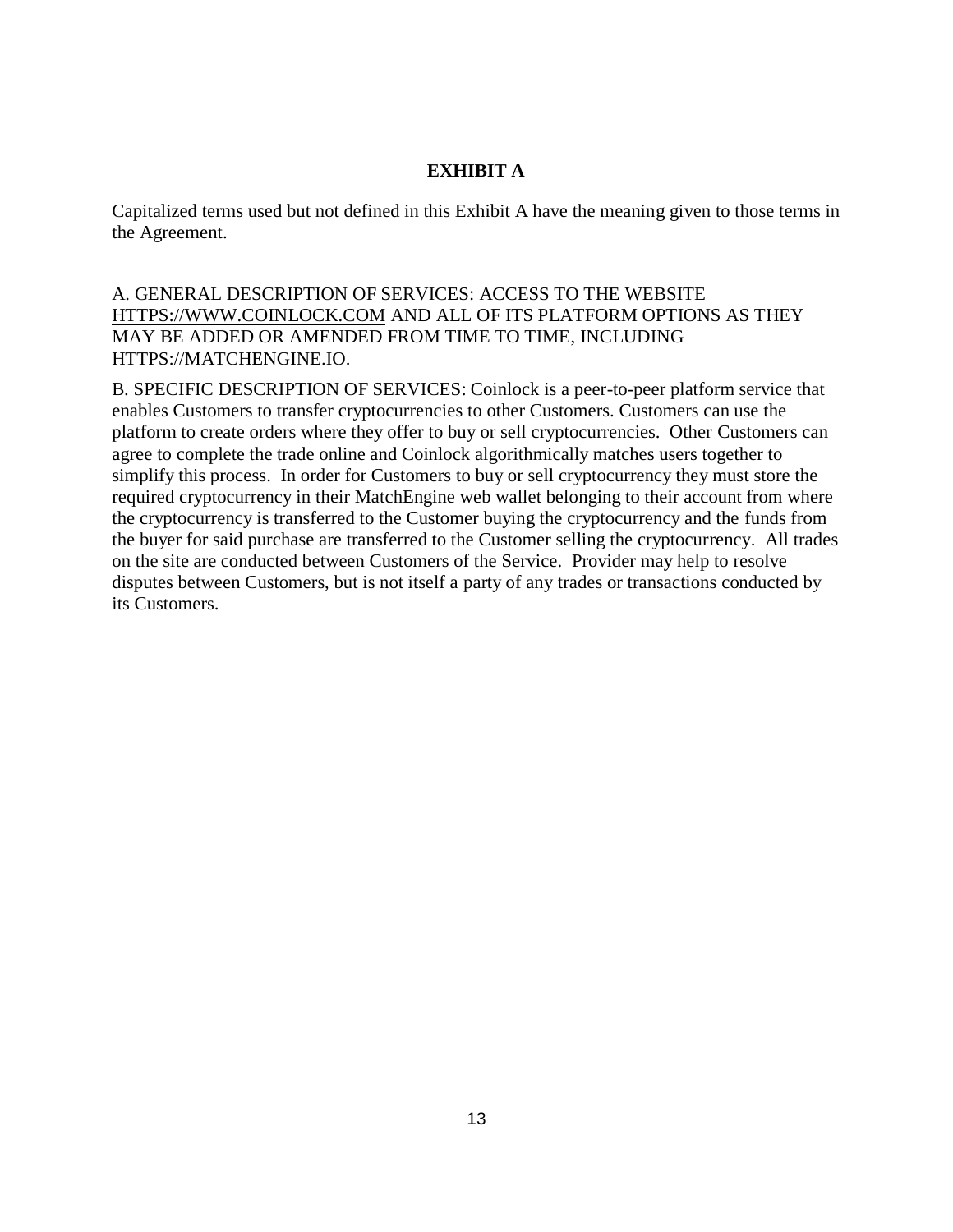# EXHIBIT A

Capitalized terms used but not defined in this Exhibit A have the meaning given to those terms in the Agreement.

A. GENERAL DESCRIPTION OF SERVICES: ACCESS TO THE WEBSITE HTTPS://WWW.COINLOCK.COM AND ALL OF ITS PLATFORM OPTIONS AS THEY MAY BE ADDED OR AMENDED FROM TIME TO TIME, INCLUDING HTTPS://MATCHENGINE.IO.

B. SPECIFIC DESCRIPTION OF SERVICES: Coinlock is a peer-to-peer platform service that enables Customers to transfer cryptocurrencies to other Customers. Customers can use the platform to create orders where they offer to buy or sell cryptocurrencies. Other Customers can agree to complete the trade online and Coinlock algorithmically matches users together to simplify this process. In order for Customers to buy or sell cryptocurrency they must store the required cryptocurrency in their MatchEngine web wallet belonging to their account from where the cryptocurrency is transferred to the Customer buying the cryptocurrency and the funds from the buyer for said purchase are transferred to the Customer selling the cryptocurrency. All trades on the site are conducted between Customers of the Service. Provider may help to resolve disputes between Customers, but is not itself a party of any trades or transactions conducted by its Customers.